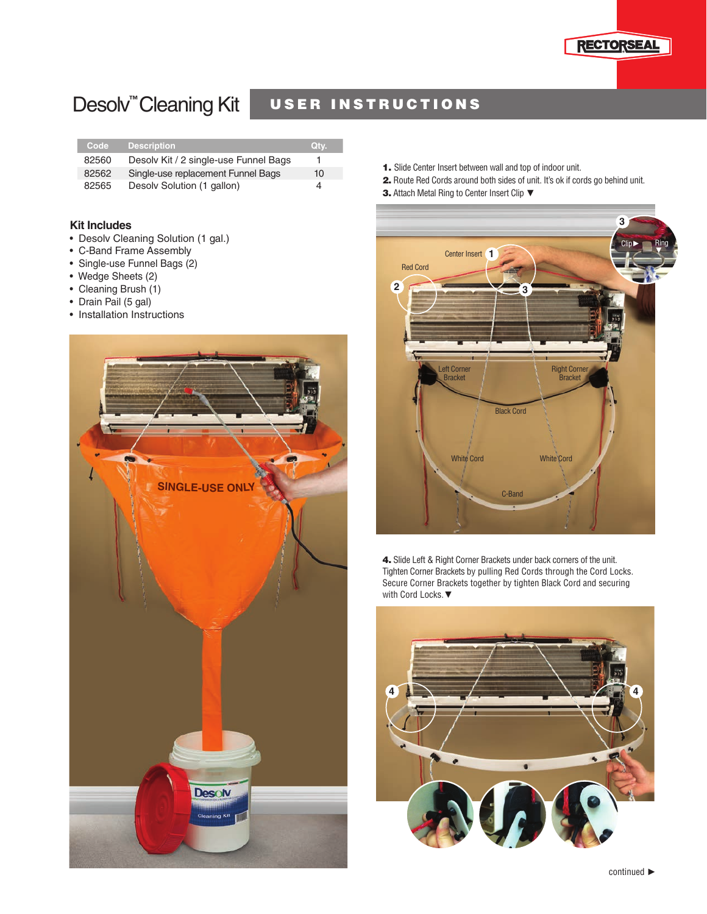# Desolv™ Cleaning Kit

## USER INSTRUCTIONS

| Code | Description | Qty. |
|---|---|---|
| 82560 | Desolv Kit / 2 single-use Funnel Bags | 1 |
| 82562 | Single-use replacement Funnel Bags | 10 |
| 82565 | Desolv Solution (1 gallon) | 4 |

### Kit Includes

- Desolv Cleaning Solution (1 gal.)
- C-Band Frame Assembly
- Single-use Funnel Bags (2)
- Wedge Sheets (2)
- Cleaning Brush (1)
- Drain Pail (5 gal)
- Installation Instructions

**1.** Slide Center Insert between wall and top of indoor unit.
**2.** Route Red Cords around both sides of unit. It's ok if cords go behind unit.
**3.** Attach Metal Ring to Center Insert Clip ▼

**4.** Slide Left & Right Corner Brackets under back corners of the unit. Tighten Corner Brackets by pulling Red Cords through the Cord Locks. Secure Corner Brackets together by tighten Black Cord and securing with Cord Locks.▼

continued ►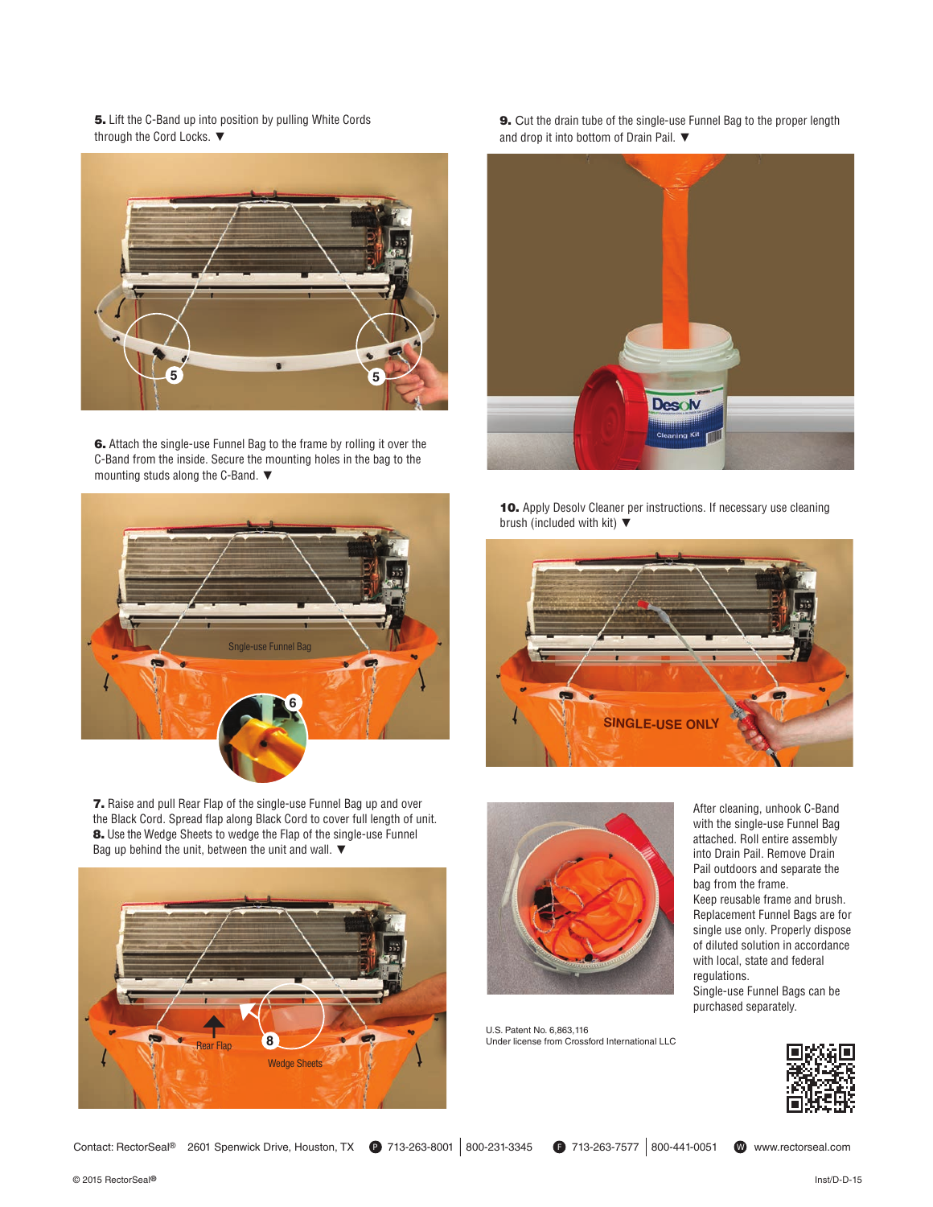**5.** Lift the C-Band up into position by pulling White Cords through the Cord Locks. ▼

**6.** Attach the single-use Funnel Bag to the frame by rolling it over the C-Band from the inside. Secure the mounting holes in the bag to the mounting studs along the C-Band. ▼

**7.** Raise and pull Rear Flap of the single-use Funnel Bag up and over the Black Cord. Spread flap along Black Cord to cover full length of unit.
**8.** Use the Wedge Sheets to wedge the Flap of the single-use Funnel Bag up behind the unit, between the unit and wall. ▼

**9.** Cut the drain tube of the single-use Funnel Bag to the proper length and drop it into bottom of Drain Pail. ▼

**10.** Apply Desolv Cleaner per instructions. If necessary use cleaning brush (included with kit) ▼

After cleaning, unhook C-Band with the single-use Funnel Bag attached. Roll entire assembly into Drain Pail. Remove Drain Pail outdoors and separate the bag from the frame.
Keep reusable frame and brush. Replacement Funnel Bags are for single use only. Properly dispose of diluted solution in accordance with local, state and federal regulations.
Single-use Funnel Bags can be purchased separately.

U.S. Patent No. 6,863,116
Under license from Crossford International LLC

Contact: RectorSeal® 2601 Spenwick Drive, Houston, TX P 713-263-8001 | 800-231-3345 F 713-263-7577 | 800-441-0051 W www.rectorseal.com

© 2015 RectorSeal® Inst/D-D-15